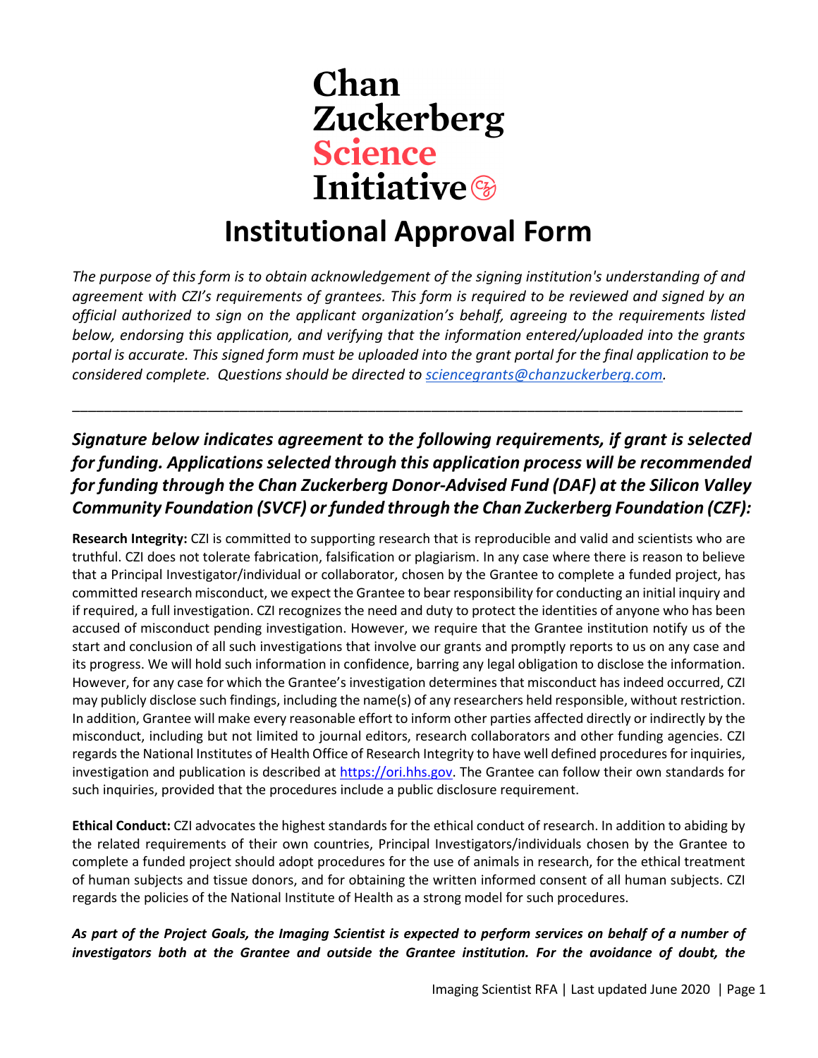# Chan Zuckerberg Science Initiative

# Institutional Approval Form

*The purpose of this form is to obtain acknowledgement of the signing institution's understanding of and agreement with CZI's requirements of grantees. This form is required to be reviewed and signed by an official authorized to sign on the applicant organization's behalf, agreeing to the requirements listed below, endorsing this application, and verifying that the information entered/uploaded into the grants portal is accurate. This signed form must be uploaded into the grant portal for the final application to be considered complete. Questions should be directed to [sciencegrants@chanzuckerberg.com](mailto:sciencegrants@chanzuckerberg.com).*

---

### *Signature below indicates agreement to the following requirements, if grant is selected for funding. Applications selected through this application process will be recommended for funding through the Chan Zuckerberg Donor-Advised Fund (DAF) at the Silicon Valley Community Foundation (SVCF) or funded through the Chan Zuckerberg Foundation (CZF):*

**Research Integrity:** CZI is committed to supporting research that is reproducible and valid and scientists who are truthful. CZI does not tolerate fabrication, falsification or plagiarism. In any case where there is reason to believe that a Principal Investigator/individual or collaborator, chosen by the Grantee to complete a funded project, has committed research misconduct, we expect the Grantee to bear responsibility for conducting an initial inquiry and if required, a full investigation. CZI recognizes the need and duty to protect the identities of anyone who has been accused of misconduct pending investigation. However, we require that the Grantee institution notify us of the start and conclusion of all such investigations that involve our grants and promptly reports to us on any case and its progress. We will hold such information in confidence, barring any legal obligation to disclose the information. However, for any case for which the Grantee's investigation determines that misconduct has indeed occurred, CZI may publicly disclose such findings, including the name(s) of any researchers held responsible, without restriction. In addition, Grantee will make every reasonable effort to inform other parties affected directly or indirectly by the misconduct, including but not limited to journal editors, research collaborators and other funding agencies. CZI regards the National Institutes of Health Office of Research Integrity to have well defined procedures for inquiries, investigation and publication is described at [https://ori.hhs.gov](https://ori.hhs.gov). The Grantee can follow their own standards for such inquiries, provided that the procedures include a public disclosure requirement.

**Ethical Conduct:** CZI advocates the highest standards for the ethical conduct of research. In addition to abiding by the related requirements of their own countries, Principal Investigators/individuals chosen by the Grantee to complete a funded project should adopt procedures for the use of animals in research, for the ethical treatment of human subjects and tissue donors, and for obtaining the written informed consent of all human subjects. CZI regards the policies of the National Institute of Health as a strong model for such procedures.

***As part of the Project Goals, the Imaging Scientist is expected to perform services on behalf of a number of investigators both at the Grantee and outside the Grantee institution. For the avoidance of doubt, the***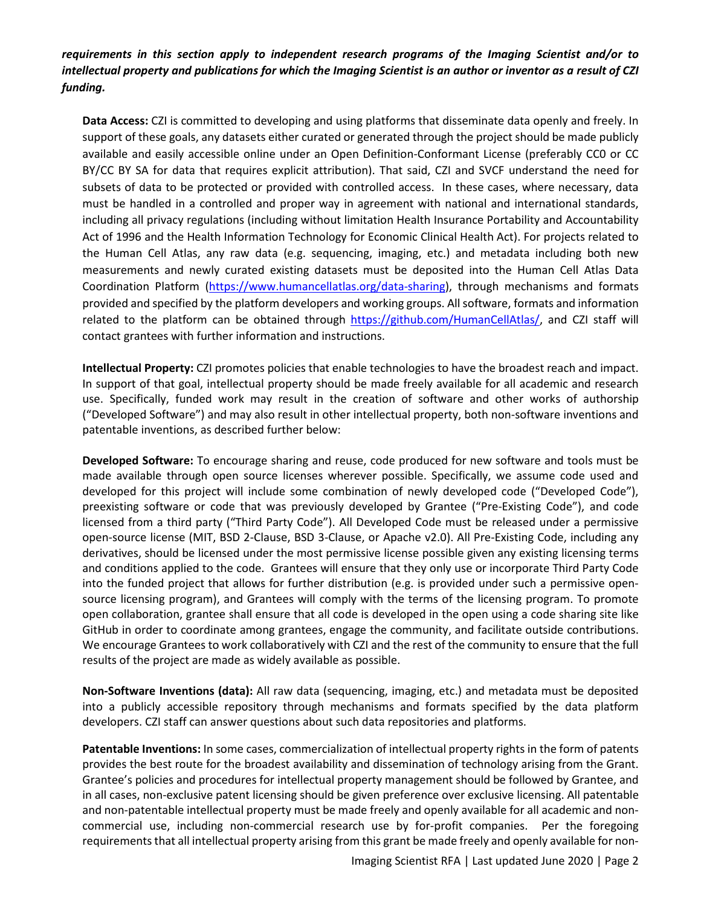***requirements in this section apply to independent research programs of the Imaging Scientist and/or to intellectual property and publications for which the Imaging Scientist is an author or inventor as a result of CZI funding.***

**Data Access:** CZI is committed to developing and using platforms that disseminate data openly and freely. In support of these goals, any datasets either curated or generated through the project should be made publicly available and easily accessible online under an Open Definition-Conformant License (preferably CC0 or CC BY/CC BY SA for data that requires explicit attribution). That said, CZI and SVCF understand the need for subsets of data to be protected or provided with controlled access. In these cases, where necessary, data must be handled in a controlled and proper way in agreement with national and international standards, including all privacy regulations (including without limitation Health Insurance Portability and Accountability Act of 1996 and the Health Information Technology for Economic Clinical Health Act). For projects related to the Human Cell Atlas, any raw data (e.g. sequencing, imaging, etc.) and metadata including both new measurements and newly curated existing datasets must be deposited into the Human Cell Atlas Data Coordination Platform (https://www.humancellatlas.org/data-sharing), through mechanisms and formats provided and specified by the platform developers and working groups. All software, formats and information related to the platform can be obtained through https://github.com/HumanCellAtlas/, and CZI staff will contact grantees with further information and instructions.

**Intellectual Property:** CZI promotes policies that enable technologies to have the broadest reach and impact. In support of that goal, intellectual property should be made freely available for all academic and research use. Specifically, funded work may result in the creation of software and other works of authorship ("Developed Software") and may also result in other intellectual property, both non-software inventions and patentable inventions, as described further below:

**Developed Software:** To encourage sharing and reuse, code produced for new software and tools must be made available through open source licenses wherever possible. Specifically, we assume code used and developed for this project will include some combination of newly developed code ("Developed Code"), preexisting software or code that was previously developed by Grantee ("Pre-Existing Code"), and code licensed from a third party ("Third Party Code"). All Developed Code must be released under a permissive open-source license (MIT, BSD 2-Clause, BSD 3-Clause, or Apache v2.0). All Pre-Existing Code, including any derivatives, should be licensed under the most permissive license possible given any existing licensing terms and conditions applied to the code. Grantees will ensure that they only use or incorporate Third Party Code into the funded project that allows for further distribution (e.g. is provided under such a permissive open-source licensing program), and Grantees will comply with the terms of the licensing program. To promote open collaboration, grantee shall ensure that all code is developed in the open using a code sharing site like GitHub in order to coordinate among grantees, engage the community, and facilitate outside contributions. We encourage Grantees to work collaboratively with CZI and the rest of the community to ensure that the full results of the project are made as widely available as possible.

**Non-Software Inventions (data):** All raw data (sequencing, imaging, etc.) and metadata must be deposited into a publicly accessible repository through mechanisms and formats specified by the data platform developers. CZI staff can answer questions about such data repositories and platforms.

**Patentable Inventions:** In some cases, commercialization of intellectual property rights in the form of patents provides the best route for the broadest availability and dissemination of technology arising from the Grant. Grantee's policies and procedures for intellectual property management should be followed by Grantee, and in all cases, non-exclusive patent licensing should be given preference over exclusive licensing. All patentable and non-patentable intellectual property must be made freely and openly available for all academic and non-commercial use, including non-commercial research use by for-profit companies. Per the foregoing requirements that all intellectual property arising from this grant be made freely and openly available for non-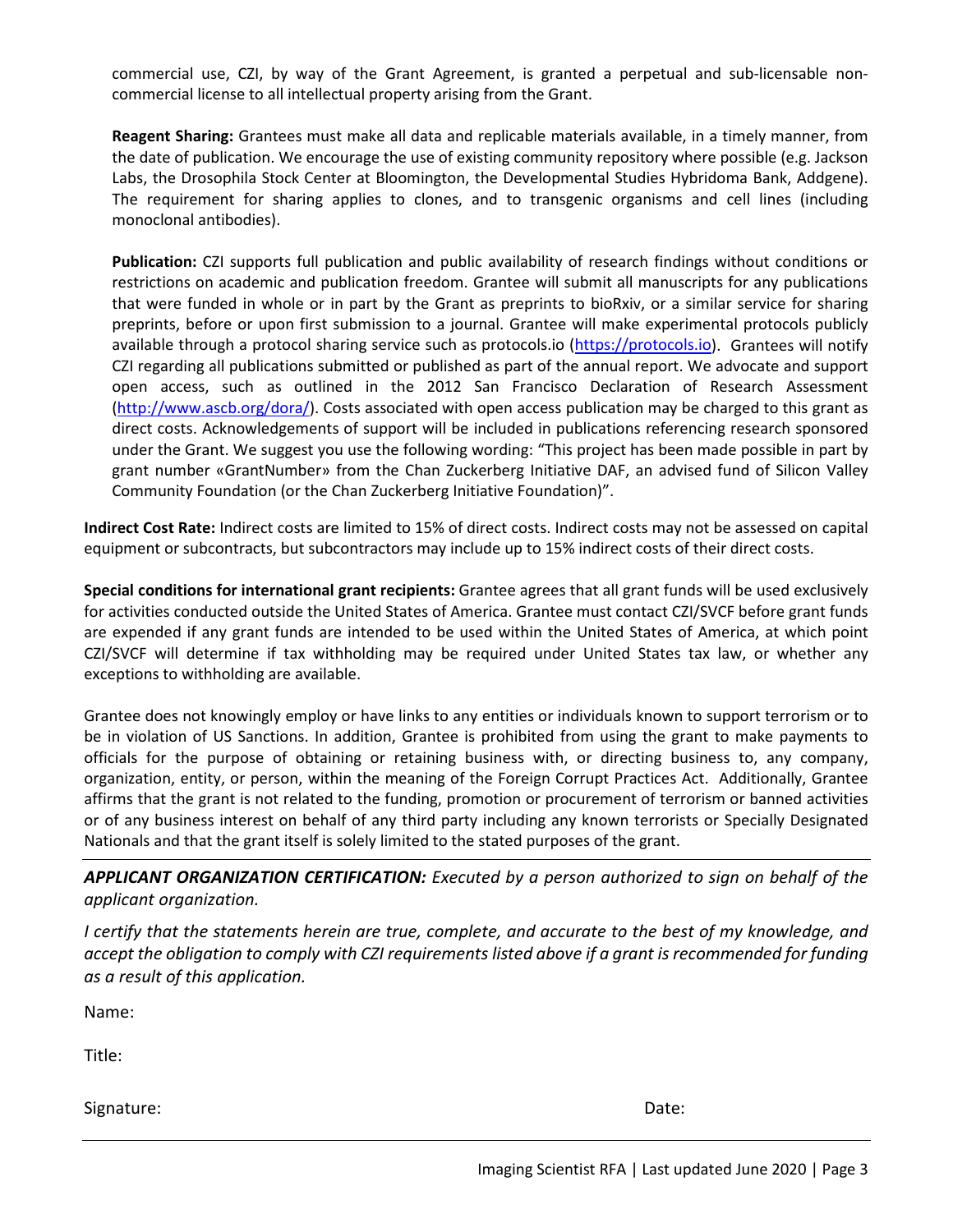commercial use, CZI, by way of the Grant Agreement, is granted a perpetual and sub-licensable non-commercial license to all intellectual property arising from the Grant.

**Reagent Sharing:** Grantees must make all data and replicable materials available, in a timely manner, from the date of publication. We encourage the use of existing community repository where possible (e.g. Jackson Labs, the Drosophila Stock Center at Bloomington, the Developmental Studies Hybridoma Bank, Addgene). The requirement for sharing applies to clones, and to transgenic organisms and cell lines (including monoclonal antibodies).

**Publication:** CZI supports full publication and public availability of research findings without conditions or restrictions on academic and publication freedom. Grantee will submit all manuscripts for any publications that were funded in whole or in part by the Grant as preprints to bioRxiv, or a similar service for sharing preprints, before or upon first submission to a journal. Grantee will make experimental protocols publicly available through a protocol sharing service such as protocols.io ([https://protocols.io](https://protocols.io)). Grantees will notify CZI regarding all publications submitted or published as part of the annual report. We advocate and support open access, such as outlined in the 2012 San Francisco Declaration of Research Assessment ([http://www.ascb.org/dora/](http://www.ascb.org/dora/)). Costs associated with open access publication may be charged to this grant as direct costs. Acknowledgements of support will be included in publications referencing research sponsored under the Grant. We suggest you use the following wording: "This project has been made possible in part by grant number «GrantNumber» from the Chan Zuckerberg Initiative DAF, an advised fund of Silicon Valley Community Foundation (or the Chan Zuckerberg Initiative Foundation)".

**Indirect Cost Rate:** Indirect costs are limited to 15% of direct costs. Indirect costs may not be assessed on capital equipment or subcontracts, but subcontractors may include up to 15% indirect costs of their direct costs.

**Special conditions for international grant recipients:** Grantee agrees that all grant funds will be used exclusively for activities conducted outside the United States of America. Grantee must contact CZI/SVCF before grant funds are expended if any grant funds are intended to be used within the United States of America, at which point CZI/SVCF will determine if tax withholding may be required under United States tax law, or whether any exceptions to withholding are available.

Grantee does not knowingly employ or have links to any entities or individuals known to support terrorism or to be in violation of US Sanctions. In addition, Grantee is prohibited from using the grant to make payments to officials for the purpose of obtaining or retaining business with, or directing business to, any company, organization, entity, or person, within the meaning of the Foreign Corrupt Practices Act. Additionally, Grantee affirms that the grant is not related to the funding, promotion or procurement of terrorism or banned activities or of any business interest on behalf of any third party including any known terrorists or Specially Designated Nationals and that the grant itself is solely limited to the stated purposes of the grant.

---

***APPLICANT ORGANIZATION CERTIFICATION:*** *Executed by a person authorized to sign on behalf of the applicant organization.*

*I certify that the statements herein are true, complete, and accurate to the best of my knowledge, and accept the obligation to comply with CZI requirements listed above if a grant is recommended for funding as a result of this application.*

Name:

Title:

Signature: Date:

---